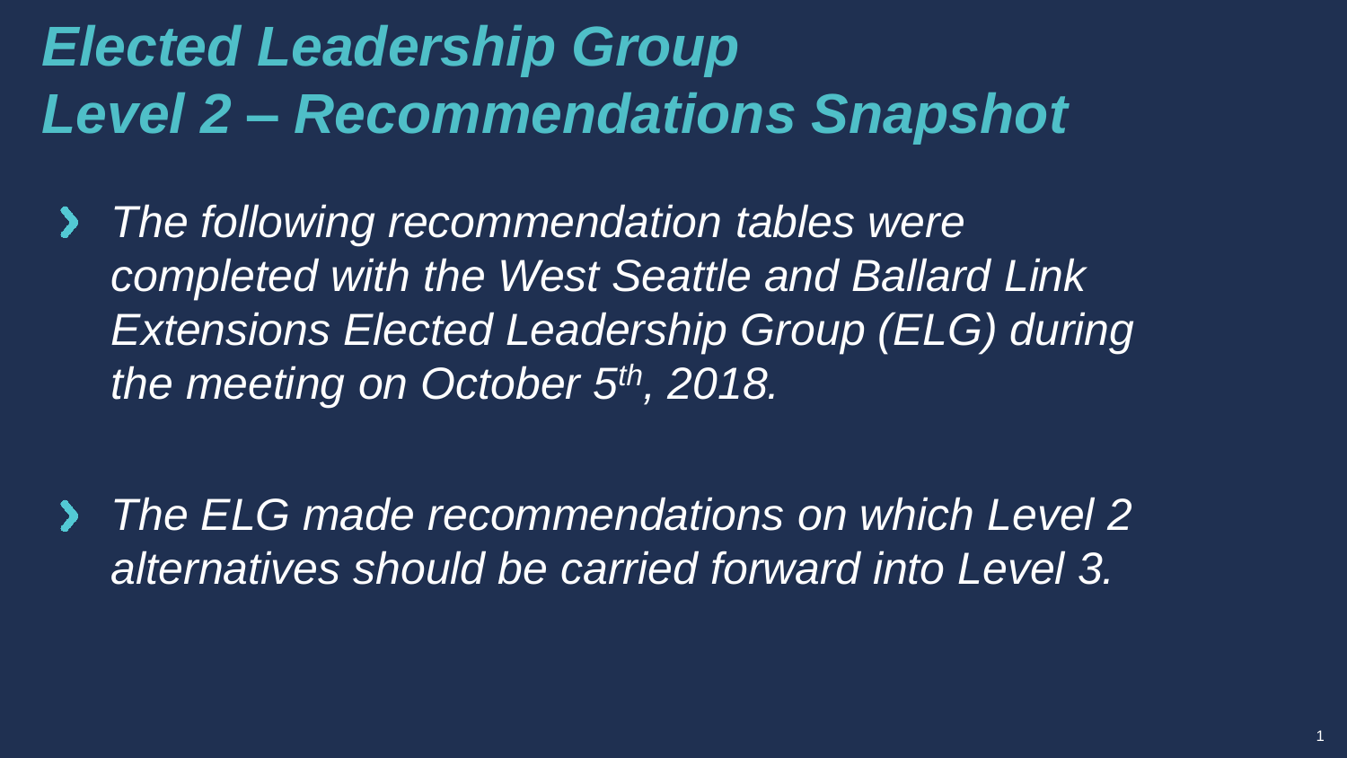# *Elected Leadership Group*
# *Level 2 – Recommendations Snapshot*

- *The following recommendation tables were completed with the West Seattle and Ballard Link Extensions Elected Leadership Group (ELG) during the meeting on October 5th, 2018.*

- *The ELG made recommendations on which Level 2 alternatives should be carried forward into Level 3.*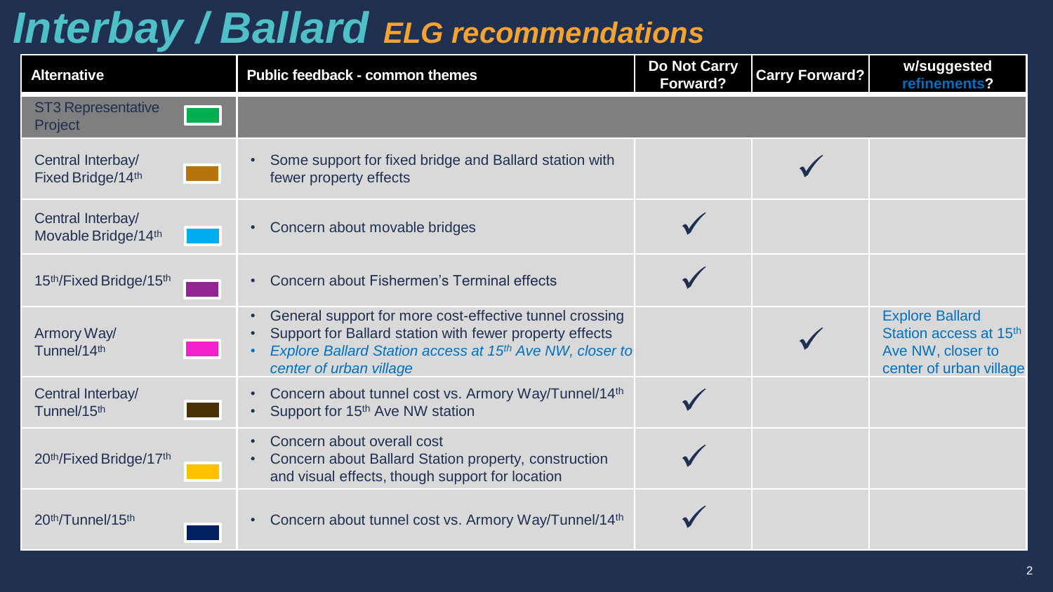# Interbay / Ballard *ELG recommendations*

| Alternative | Public feedback - common themes | Do Not Carry Forward? | Carry Forward? | w/suggested refinements? |
|---|---|---|---|---|
| ST3 Representative Project | | | | |
| Central Interbay/ Fixed Bridge/14th | • Some support for fixed bridge and Ballard station with fewer property effects | | ✓ | |
| Central Interbay/ Movable Bridge/14th | • Concern about movable bridges | ✓ | | |
| 15th/Fixed Bridge/15th | • Concern about Fishermen's Terminal effects | ✓ | | |
| Armory Way/ Tunnel/14th | • General support for more cost-effective tunnel crossing<br>• Support for Ballard station with fewer property effects<br>• *Explore Ballard Station access at 15th Ave NW, closer to center of urban village* | | ✓ | Explore Ballard Station access at 15th Ave NW, closer to center of urban village |
| Central Interbay/ Tunnel/15th | • Concern about tunnel cost vs. Armory Way/Tunnel/14th<br>• Support for 15th Ave NW station | ✓ | | |
| 20th/Fixed Bridge/17th | • Concern about overall cost<br>• Concern about Ballard Station property, construction and visual effects, though support for location | ✓ | | |
| 20th/Tunnel/15th | • Concern about tunnel cost vs. Armory Way/Tunnel/14th | ✓ | | |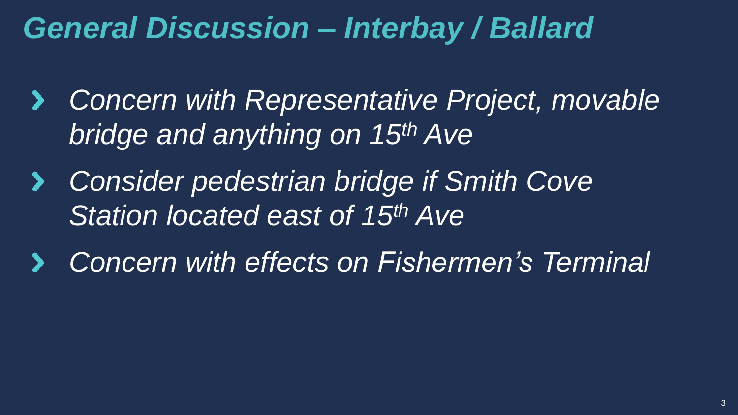# *General Discussion – Interbay / Ballard*

- *Concern with Representative Project, movable bridge and anything on 15th Ave*
- *Consider pedestrian bridge if Smith Cove Station located east of 15th Ave*
- *Concern with effects on Fishermen's Terminal*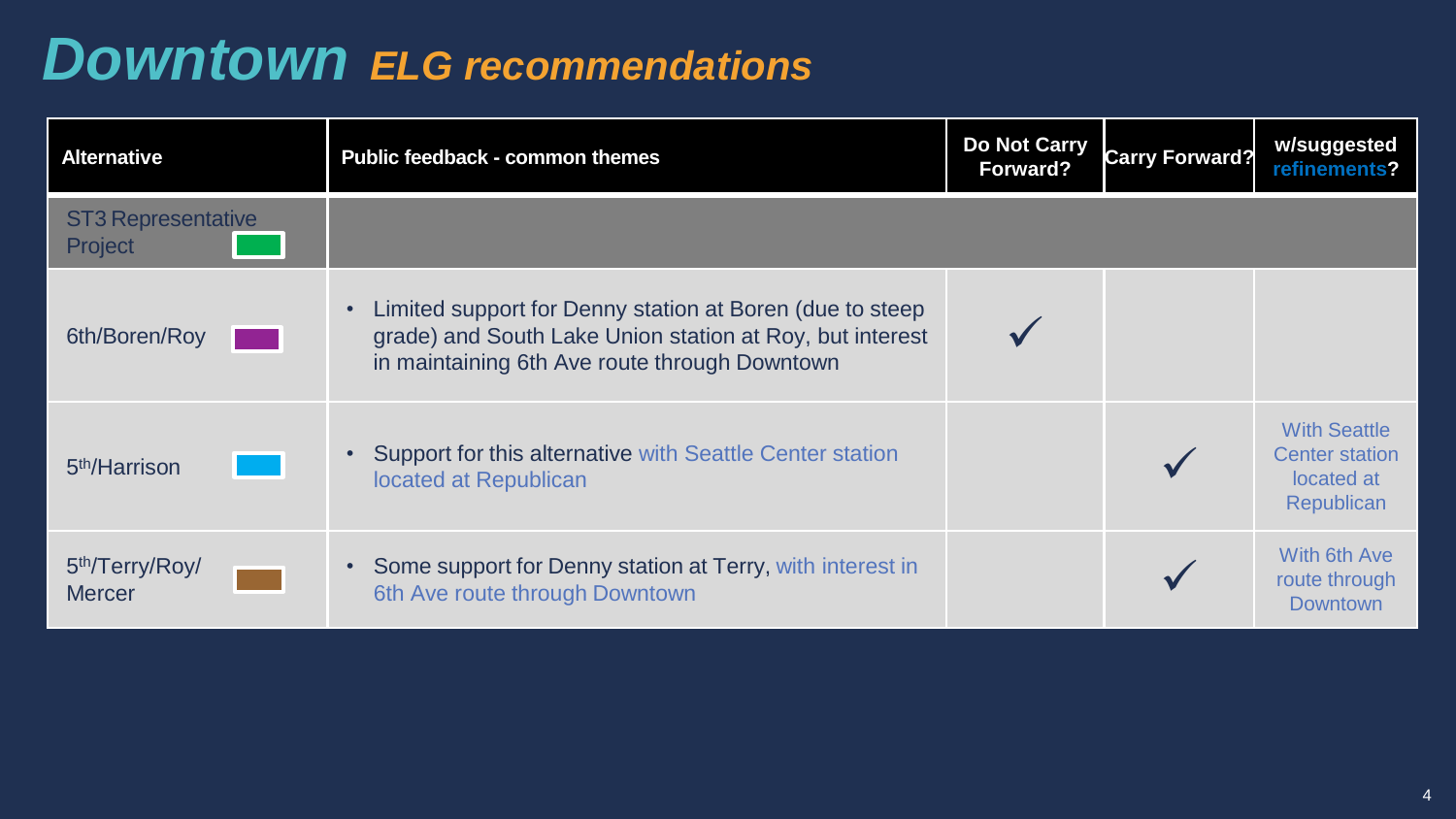# Downtown *ELG recommendations*

| Alternative | Public feedback - common themes | Do Not Carry Forward? | Carry Forward? | w/suggested refinements? |
|---|---|---|---|---|
| ST3 Representative Project | | | | |
| 6th/Boren/Roy | • Limited support for Denny station at Boren (due to steep grade) and South Lake Union station at Roy, but interest in maintaining 6th Ave route through Downtown | ✓ | | |
| 5th/Harrison | • Support for this alternative with Seattle Center station located at Republican | | ✓ | With Seattle Center station located at Republican |
| 5th/Terry/Roy/ Mercer | • Some support for Denny station at Terry, with interest in 6th Ave route through Downtown | | ✓ | With 6th Ave route through Downtown |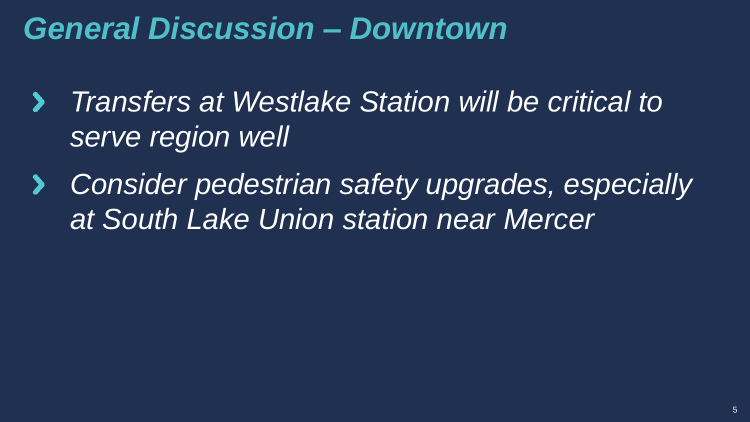# *General Discussion – Downtown*

- *Transfers at Westlake Station will be critical to serve region well*
- *Consider pedestrian safety upgrades, especially at South Lake Union station near Mercer*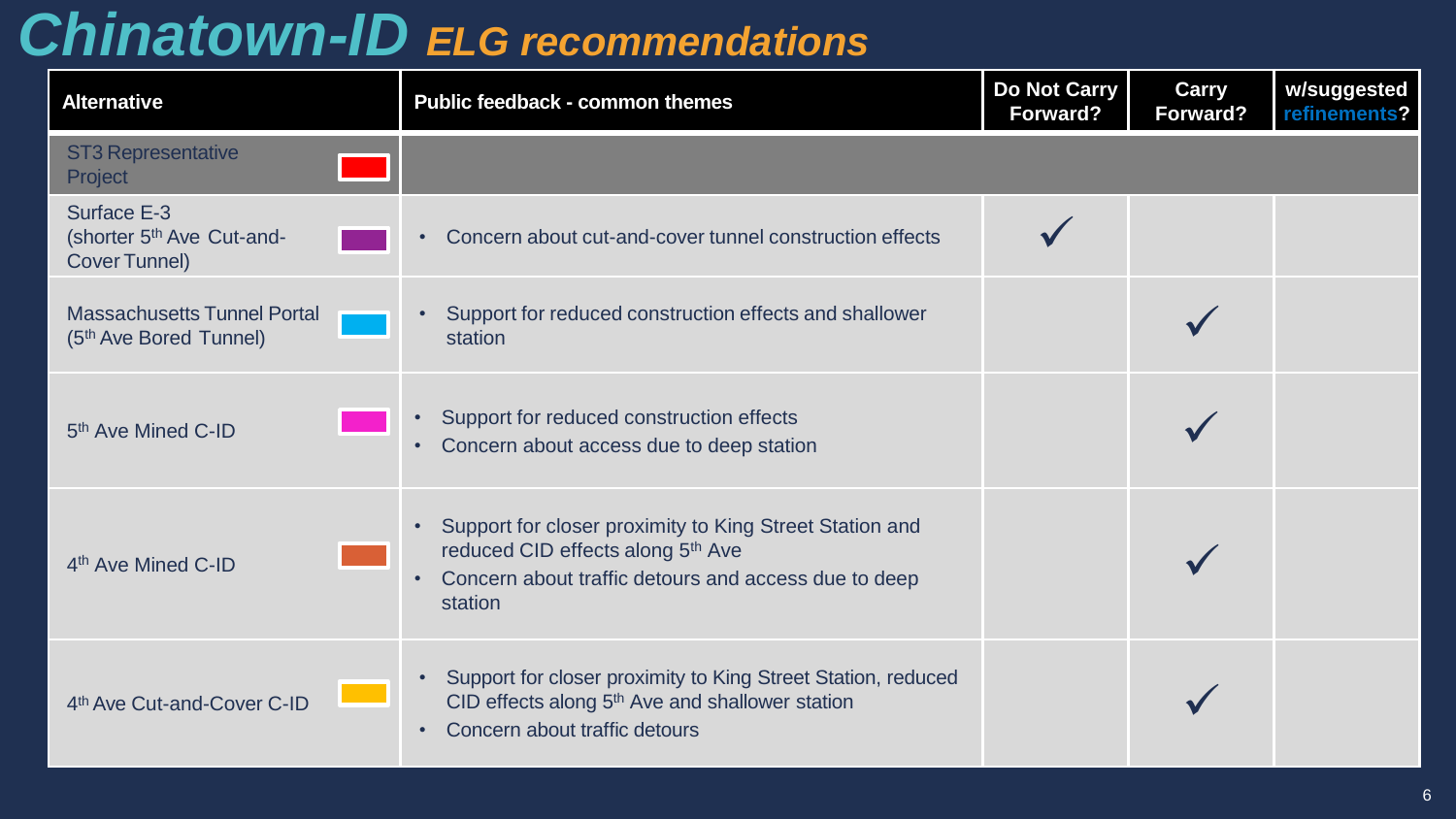# Chinatown-ID *ELG recommendations*

| Alternative | Public feedback - common themes | Do Not Carry Forward? | Carry Forward? | w/suggested refinements? |
|---|---|---|---|---|
| ST3 Representative Project | | | | |
| Surface E-3 (shorter 5th Ave Cut-and-Cover Tunnel) | • Concern about cut-and-cover tunnel construction effects | ✓ | | |
| Massachusetts Tunnel Portal (5th Ave Bored Tunnel) | • Support for reduced construction effects and shallower station | | ✓ | |
| 5th Ave Mined C-ID | • Support for reduced construction effects<br>• Concern about access due to deep station | | ✓ | |
| 4th Ave Mined C-ID | • Support for closer proximity to King Street Station and reduced CID effects along 5th Ave<br>• Concern about traffic detours and access due to deep station | | ✓ | |
| 4th Ave Cut-and-Cover C-ID | • Support for closer proximity to King Street Station, reduced CID effects along 5th Ave and shallower station<br>• Concern about traffic detours | | ✓ | |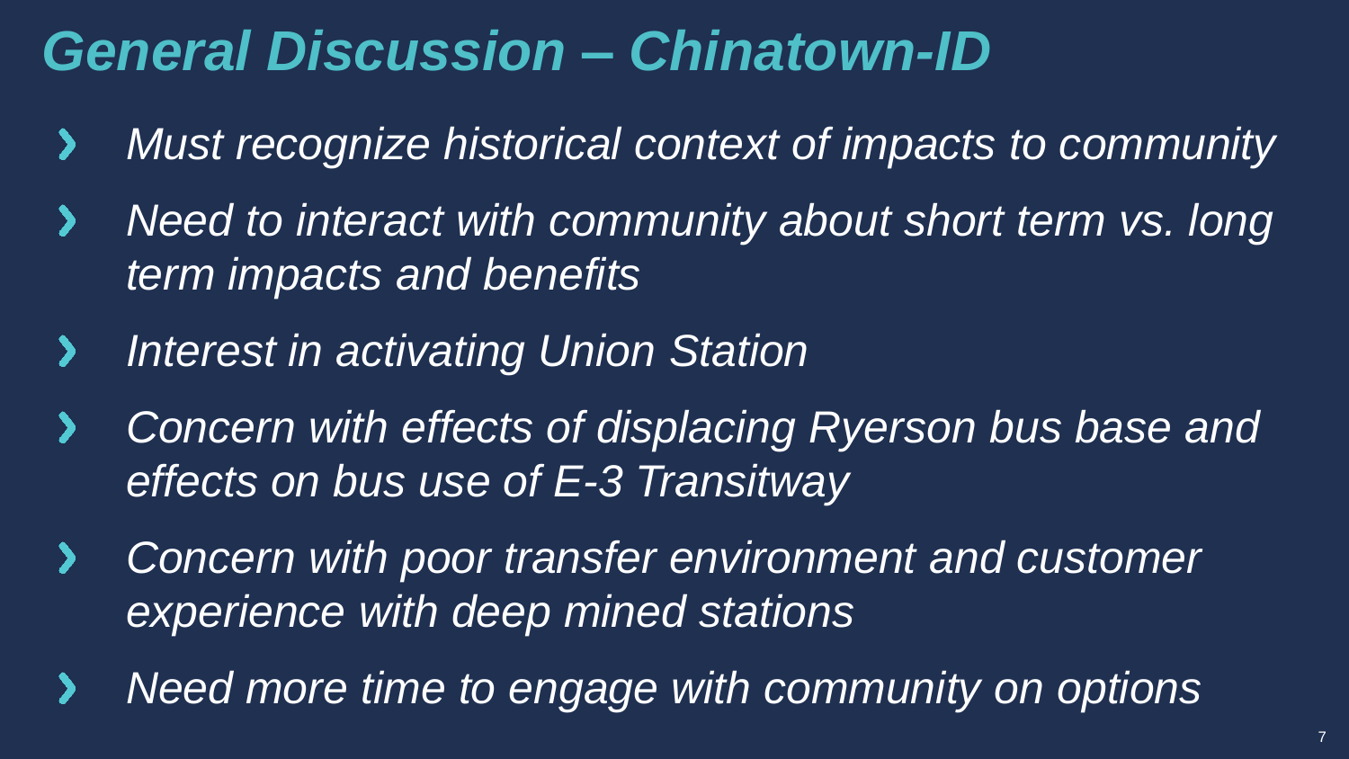# *General Discussion – Chinatown-ID*

- *Must recognize historical context of impacts to community*
- *Need to interact with community about short term vs. long term impacts and benefits*
- *Interest in activating Union Station*
- *Concern with effects of displacing Ryerson bus base and effects on bus use of E-3 Transitway*
- *Concern with poor transfer environment and customer experience with deep mined stations*
- *Need more time to engage with community on options*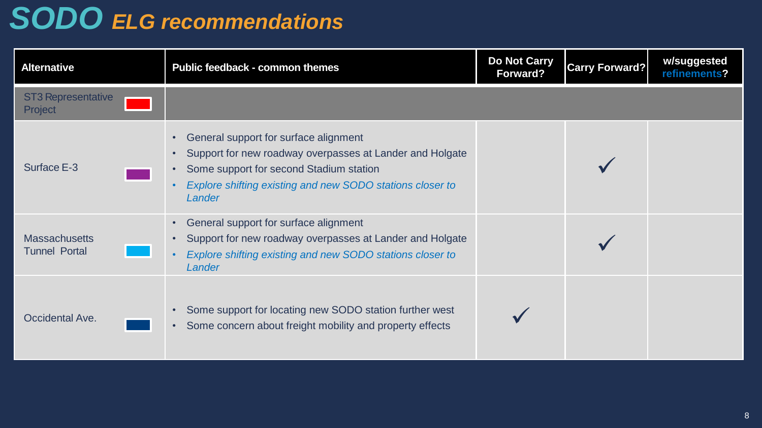# SODO ELG recommendations

| Alternative | Public feedback - common themes | Do Not Carry Forward? | Carry Forward? | w/suggested refinements? |
|---|---|---|---|---|
| ST3 Representative Project | | | | |
| Surface E-3 | • General support for surface alignment<br>• Support for new roadway overpasses at Lander and Holgate<br>• Some support for second Stadium station<br>• *Explore shifting existing and new SODO stations closer to Lander* | | ✓ | |
| Massachusetts Tunnel Portal | • General support for surface alignment<br>• Support for new roadway overpasses at Lander and Holgate<br>• *Explore shifting existing and new SODO stations closer to Lander* | | ✓ | |
| Occidental Ave. | • Some support for locating new SODO station further west<br>• Some concern about freight mobility and property effects | ✓ | | |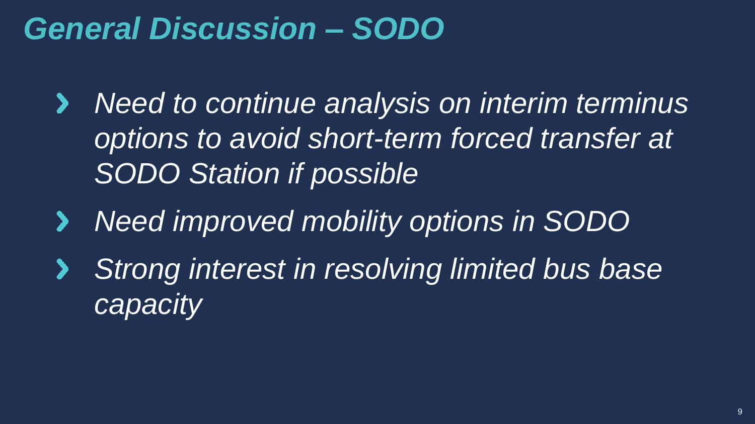# *General Discussion – SODO*

- *Need to continue analysis on interim terminus options to avoid short-term forced transfer at SODO Station if possible*
- *Need improved mobility options in SODO*
- *Strong interest in resolving limited bus base capacity*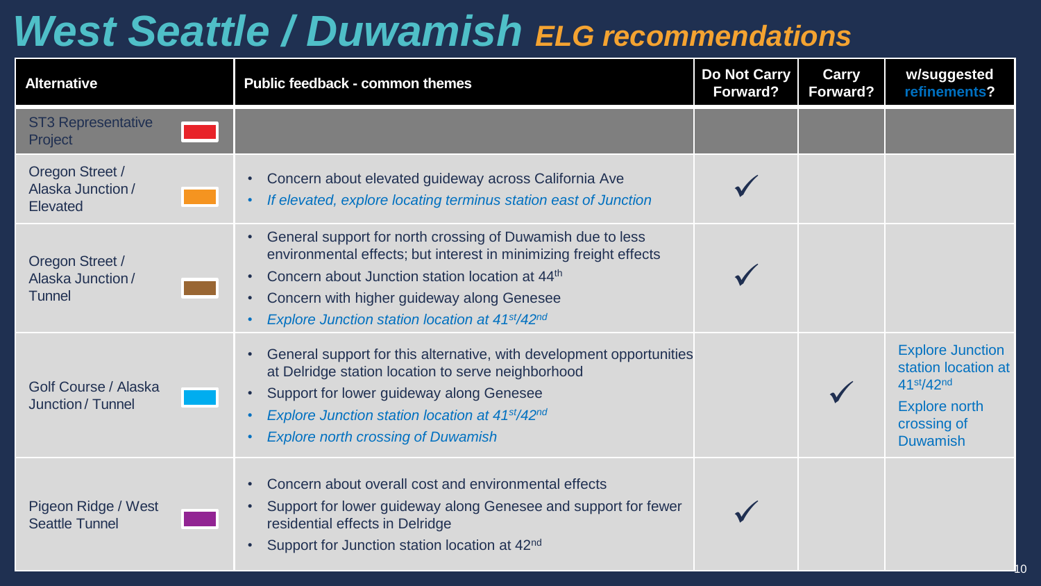# West Seattle / Duwamish *ELG recommendations*

| Alternative | Public feedback - common themes | Do Not Carry Forward? | Carry Forward? | w/suggested refinements? |
|---|---|---|---|---|
| ST3 Representative Project | | | | |
| Oregon Street / Alaska Junction / Elevated | • Concern about elevated guideway across California Ave<br>• *If elevated, explore locating terminus station east of Junction* | ✓ | | |
| Oregon Street / Alaska Junction / Tunnel | • General support for north crossing of Duwamish due to less environmental effects; but interest in minimizing freight effects<br>• Concern about Junction station location at 44th<br>• Concern with higher guideway along Genesee<br>• *Explore Junction station location at 41st/42nd* | ✓ | | |
| Golf Course / Alaska Junction / Tunnel | • General support for this alternative, with development opportunities at Delridge station location to serve neighborhood<br>• Support for lower guideway along Genesee<br>• *Explore Junction station location at 41st/42nd*<br>• *Explore north crossing of Duwamish* | | ✓ | Explore Junction station location at 41st/42nd<br>Explore north crossing of Duwamish |
| Pigeon Ridge / West Seattle Tunnel | • Concern about overall cost and environmental effects<br>• Support for lower guideway along Genesee and support for fewer residential effects in Delridge<br>• Support for Junction station location at 42nd | ✓ | | |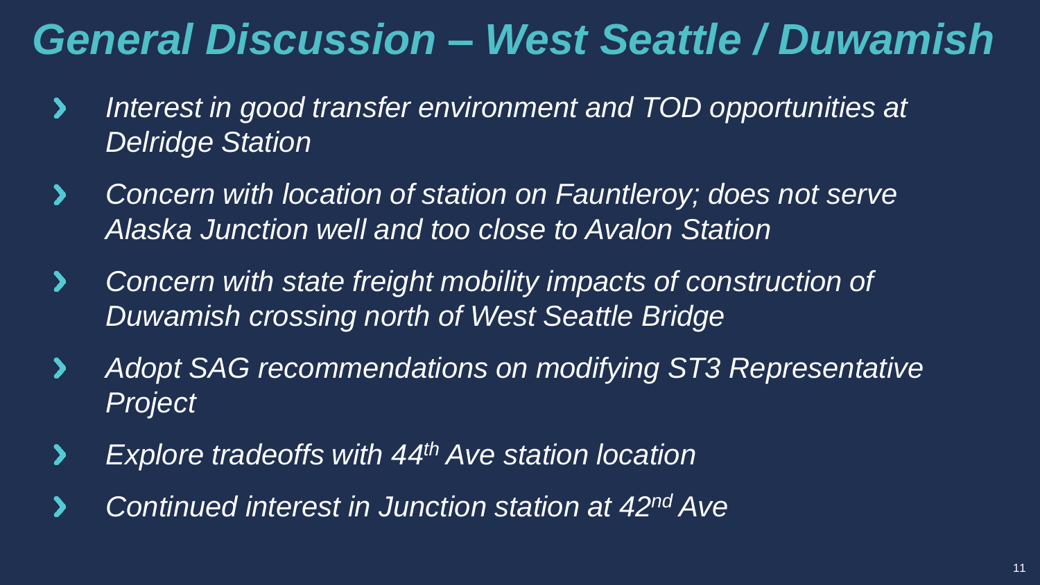# *General Discussion – West Seattle / Duwamish*

- *Interest in good transfer environment and TOD opportunities at Delridge Station*
- *Concern with location of station on Fauntleroy; does not serve Alaska Junction well and too close to Avalon Station*
- *Concern with state freight mobility impacts of construction of Duwamish crossing north of West Seattle Bridge*
- *Adopt SAG recommendations on modifying ST3 Representative Project*
- *Explore tradeoffs with 44th Ave station location*
- *Continued interest in Junction station at 42nd Ave*